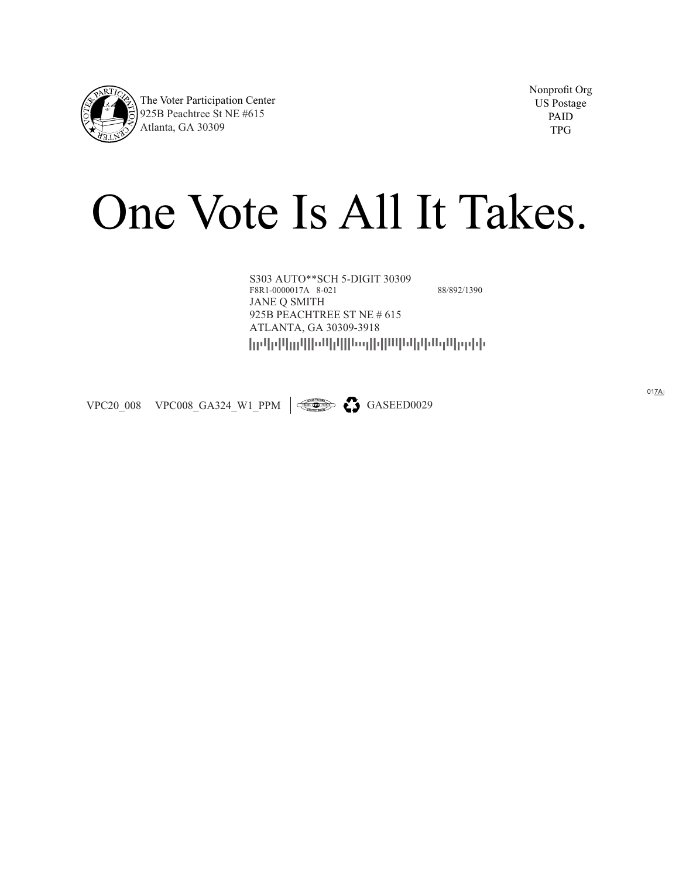The Voter Participation Center
925B Peachtree St NE #615
Atlanta, GA 30309

Nonprofit Org
US Postage
PAID
TPG

# One Vote Is All It Takes.

S303 AUTO**SCH 5-DIGIT 30309
F8R1-0000017A 8-021 88/892/1390
JANE Q SMITH
925B PEACHTREE ST NE # 615
ATLANTA, GA 30309-3918

017A

VPC20_008 VPC008_GA324_W1_PPM GASEED0029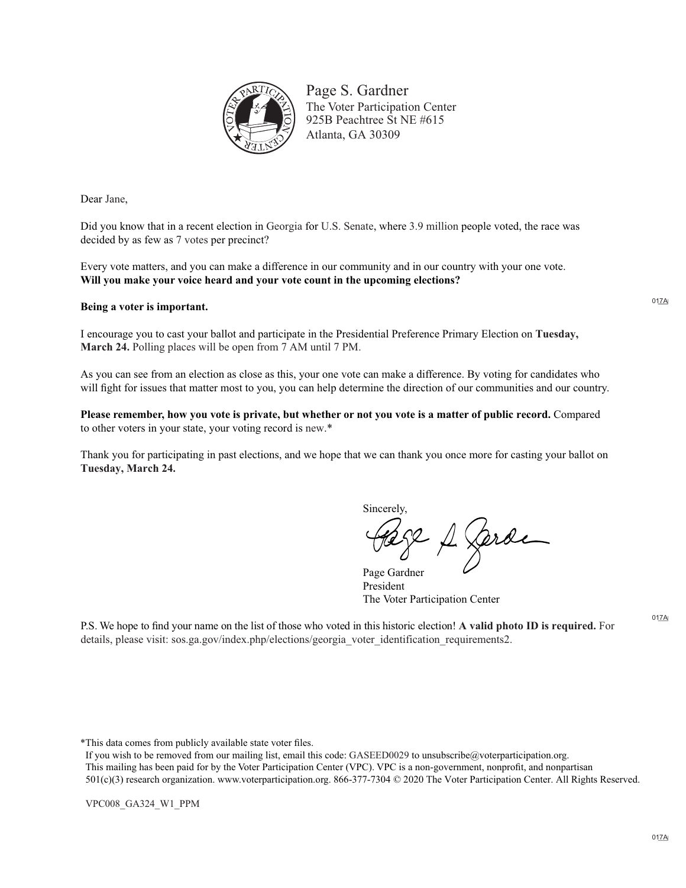Page S. Gardner
The Voter Participation Center
925B Peachtree St NE #615
Atlanta, GA 30309

Dear Jane,

Did you know that in a recent election in Georgia for U.S. Senate, where 3.9 million people voted, the race was decided by as few as 7 votes per precinct?

Every vote matters, and you can make a difference in our community and in our country with your one vote. **Will you make your voice heard and your vote count in the upcoming elections?**

**Being a voter is important.**

I encourage you to cast your ballot and participate in the Presidential Preference Primary Election on **Tuesday, March 24.** Polling places will be open from 7 AM until 7 PM.

As you can see from an election as close as this, your one vote can make a difference. By voting for candidates who will fight for issues that matter most to you, you can help determine the direction of our communities and our country.

**Please remember, how you vote is private, but whether or not you vote is a matter of public record.** Compared to other voters in your state, your voting record is new.*

Thank you for participating in past elections, and we hope that we can thank you once more for casting your ballot on **Tuesday, March 24.**

Sincerely,

Page Gardner
President
The Voter Participation Center

P.S. We hope to find your name on the list of those who voted in this historic election! **A valid photo ID is required.** For details, please visit: sos.ga.gov/index.php/elections/georgia_voter_identification_requirements2.

*This data comes from publicly available state voter files.
If you wish to be removed from our mailing list, email this code: GASEED0029 to unsubscribe@voterparticipation.org.
This mailing has been paid for by the Voter Participation Center (VPC). VPC is a non-government, nonprofit, and nonpartisan 501(c)(3) research organization. www.voterparticipation.org. 866-377-7304 © 2020 The Voter Participation Center. All Rights Reserved.

VPC008_GA324_W1_PPM